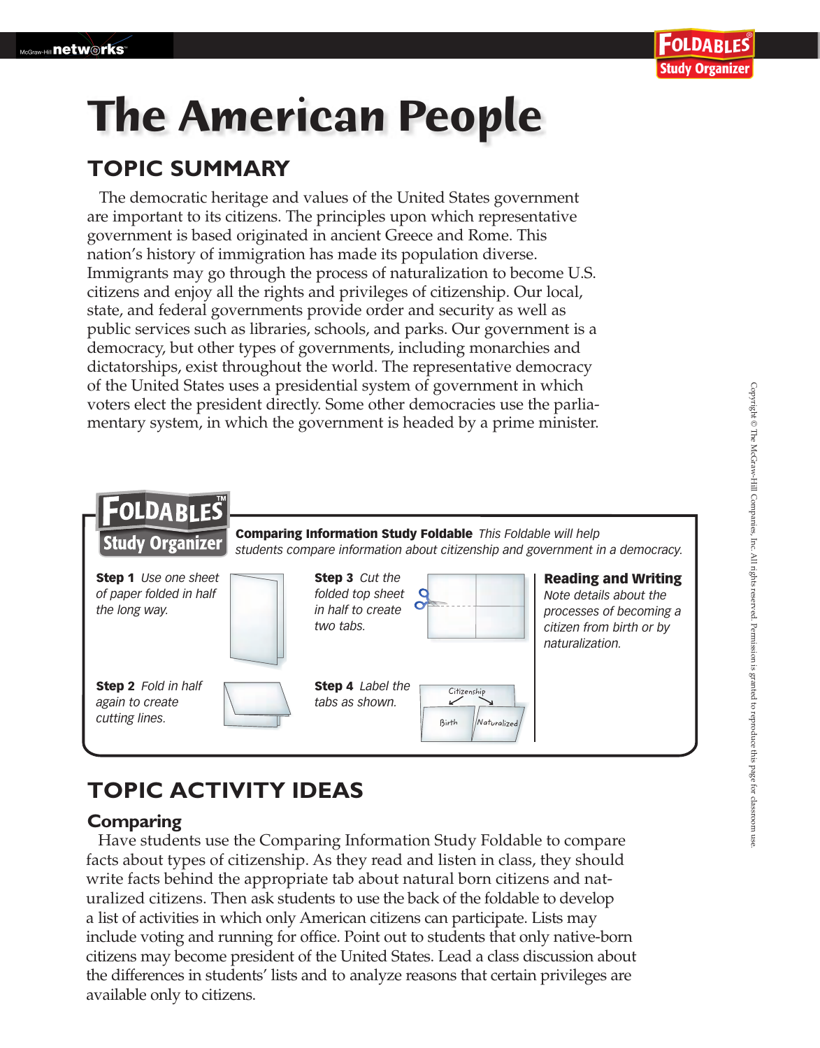# The American People

## TOPIC SUMMARY

The democratic heritage and values of the United States government are important to its citizens. The principles upon which representative government is based originated in ancient Greece and Rome. This nation's history of immigration has made its population diverse. Immigrants may go through the process of naturalization to become U.S. citizens and enjoy all the rights and privileges of citizenship. Our local, state, and federal governments provide order and security as well as public services such as libraries, schools, and parks. Our government is a democracy, but other types of governments, including monarchies and dictatorships, exist throughout the world. The representative democracy of the United States uses a presidential system of government in which voters elect the president directly. Some other democracies use the parliamentary system, in which the government is headed by a prime minister.

**FOLDABLES Study Organizer**

**Comparing Information Study Foldable** *This Foldable will help students compare information about citizenship and government in a democracy.*

**Step 1** *Use one sheet of paper folded in half the long way.*

**Step 2** *Fold in half again to create cutting lines.*

**Step 3** *Cut the folded top sheet in half to create two tabs.*

**Step 4** *Label the tabs as shown.*

Citizenship
Birth | Naturalized

**Reading and Writing**
*Note details about the processes of becoming a citizen from birth or by naturalization.*

## TOPIC ACTIVITY IDEAS

### Comparing

Have students use the Comparing Information Study Foldable to compare facts about types of citizenship. As they read and listen in class, they should write facts behind the appropriate tab about natural born citizens and naturalized citizens. Then ask students to use the back of the foldable to develop a list of activities in which only American citizens can participate. Lists may include voting and running for office. Point out to students that only native-born citizens may become president of the United States. Lead a class discussion about the differences in students' lists and to analyze reasons that certain privileges are available only to citizens.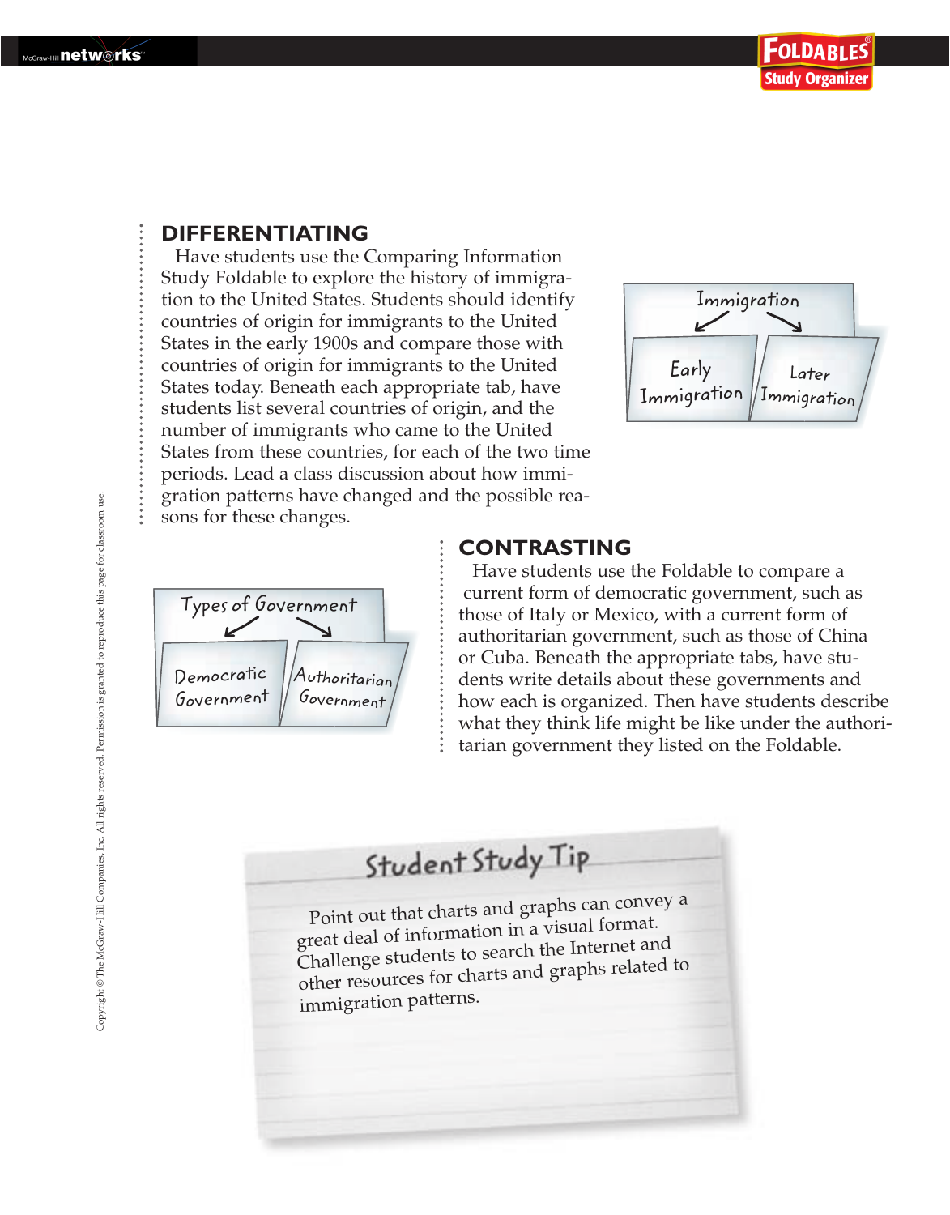## DIFFERENTIATING

Have students use the Comparing Information Study Foldable to explore the history of immigration to the United States. Students should identify countries of origin for immigrants to the United States in the early 1900s and compare those with countries of origin for immigrants to the United States today. Beneath each appropriate tab, have students list several countries of origin, and the number of immigrants who came to the United States from these countries, for each of the two time periods. Lead a class discussion about how immigration patterns have changed and the possible reasons for these changes.

Immigration

Early Immigration

Later Immigration

## CONTRASTING

Have students use the Foldable to compare a current form of democratic government, such as those of Italy or Mexico, with a current form of authoritarian government, such as those of China or Cuba. Beneath the appropriate tabs, have students write details about these governments and how each is organized. Then have students describe what they think life might be like under the authoritarian government they listed on the Foldable.

Types of Government

Democratic Government

Authoritarian Government

## Student Study Tip

Point out that charts and graphs can convey a great deal of information in a visual format. Challenge students to search the Internet and other resources for charts and graphs related to immigration patterns.